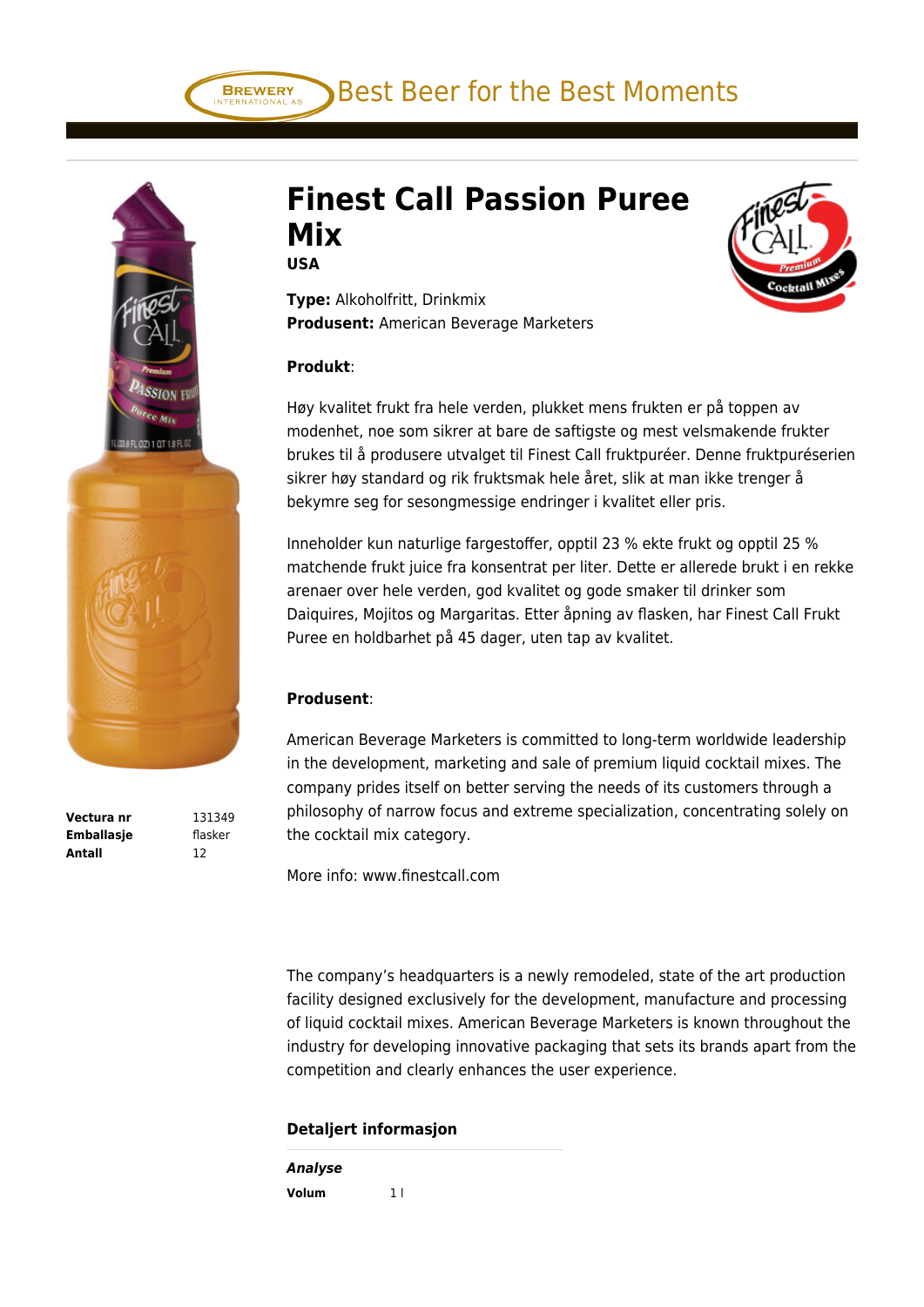# Finest Call Passion Puree Mix

**USA**

**Type:** Alkoholfritt, Drinkmix
**Produsent:** American Beverage Marketers

**Produkt**:

Høy kvalitet frukt fra hele verden, plukket mens frukten er på toppen av modenhet, noe som sikrer at bare de saftigste og mest velsmakende frukter brukes til å produsere utvalget til Finest Call fruktpuréer. Denne fruktpuréserien sikrer høy standard og rik fruktsmak hele året, slik at man ikke trenger å bekymre seg for sesongmessige endringer i kvalitet eller pris.

Inneholder kun naturlige fargestoffer, opptil 23 % ekte frukt og opptil 25 % matchende frukt juice fra konsentrat per liter. Dette er allerede brukt i en rekke arenaer over hele verden, god kvalitet og gode smaker til drinker som Daiquires, Mojitos og Margaritas. Etter åpning av flasken, har Finest Call Frukt Puree en holdbarhet på 45 dager, uten tap av kvalitet.

**Produsent**:

American Beverage Marketers is committed to long-term worldwide leadership in the development, marketing and sale of premium liquid cocktail mixes. The company prides itself on better serving the needs of its customers through a philosophy of narrow focus and extreme specialization, concentrating solely on the cocktail mix category.

More info: www.finestcall.com

The company's headquarters is a newly remodeled, state of the art production facility designed exclusively for the development, manufacture and processing of liquid cocktail mixes. American Beverage Marketers is known throughout the industry for developing innovative packaging that sets its brands apart from the competition and clearly enhances the user experience.

| | |
|---|---|
| **Vectura nr** | 131349 |
| **Emballasje** | flasker |
| **Antall** | 12 |

### Detaljert informasjon

***Analyse***

| | |
|---|---|
| **Volum** | 1 l |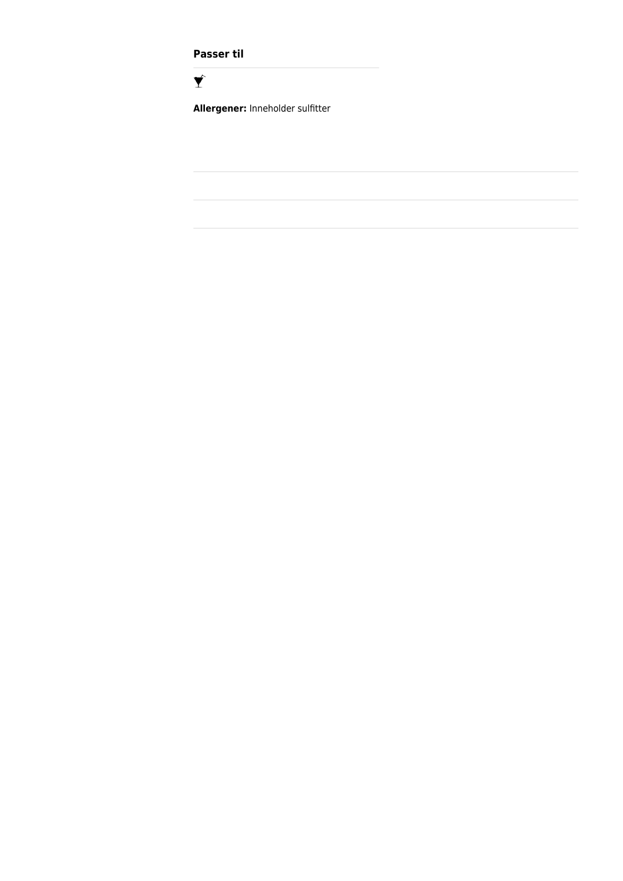**Passer til**

🍸

**Allergener:** Inneholder sulfitter